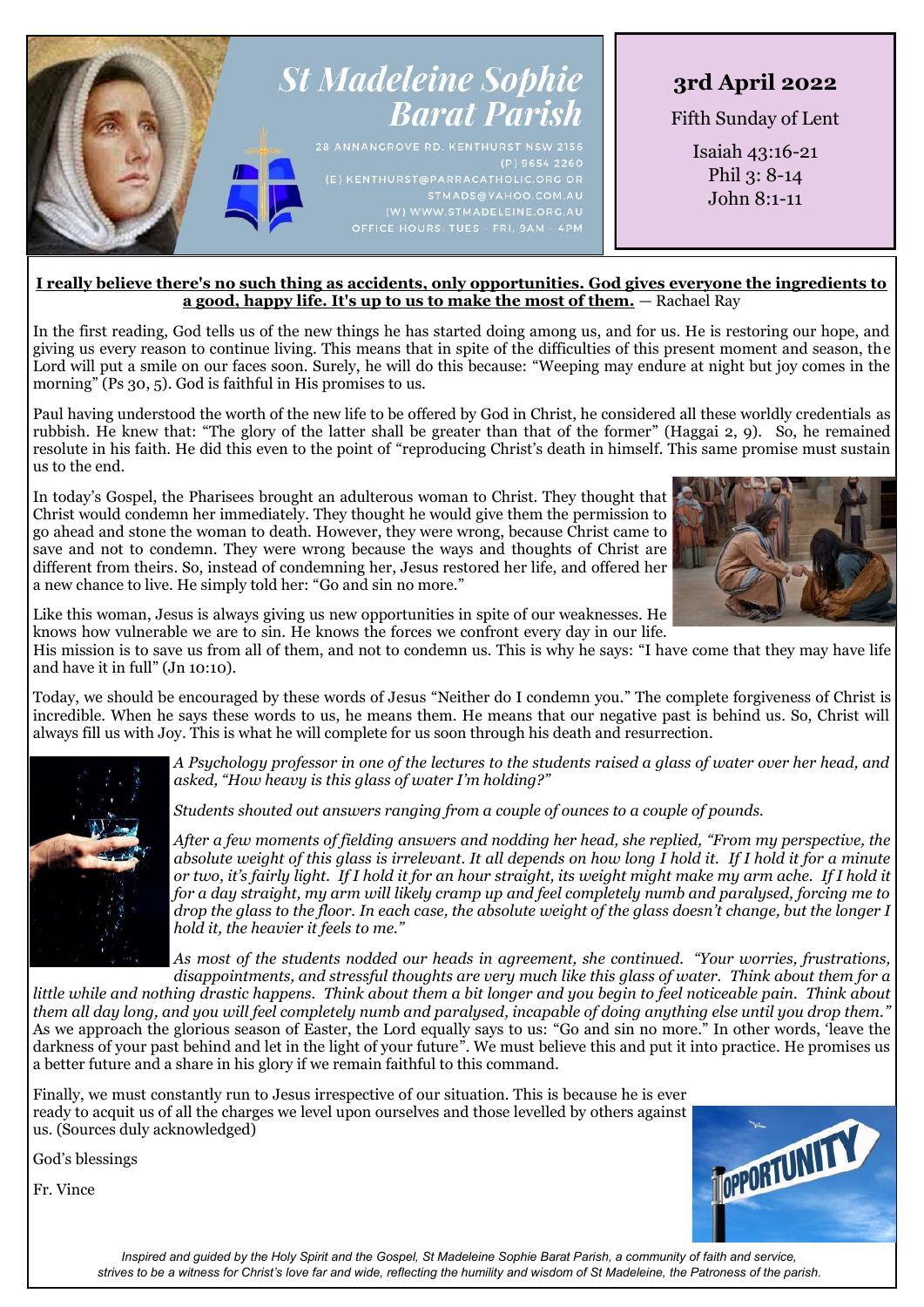# St Madeleine Sophie Barat Parish

28 ANNANGROVE RD. KENTHURST NSW 2156
(P) 9654 2260
(E) KENTHURST@PARRACATHOLIC.ORG OR STMADS@YAHOO.COM.AU
(W) WWW.STMADELEINE.ORG.AU
OFFICE HOURS: TUES - FRI, 9AM - 4PM

## 3rd April 2022

Fifth Sunday of Lent

Isaiah 43:16-21
Phil 3: 8-14
John 8:1-11

**I really believe there's no such thing as accidents, only opportunities. God gives everyone the ingredients to a good, happy life. It's up to us to make the most of them.** — Rachael Ray

In the first reading, God tells us of the new things he has started doing among us, and for us. He is restoring our hope, and giving us every reason to continue living. This means that in spite of the difficulties of this present moment and season, the Lord will put a smile on our faces soon. Surely, he will do this because: "Weeping may endure at night but joy comes in the morning" (Ps 30, 5). God is faithful in His promises to us.

Paul having understood the worth of the new life to be offered by God in Christ, he considered all these worldly credentials as rubbish. He knew that: "The glory of the latter shall be greater than that of the former" (Haggai 2, 9). So, he remained resolute in his faith. He did this even to the point of "reproducing Christ's death in himself. This same promise must sustain us to the end.

In today's Gospel, the Pharisees brought an adulterous woman to Christ. They thought that Christ would condemn her immediately. They thought he would give them the permission to go ahead and stone the woman to death. However, they were wrong, because Christ came to save and not to condemn. They were wrong because the ways and thoughts of Christ are different from theirs. So, instead of condemning her, Jesus restored her life, and offered her a new chance to live. He simply told her: "Go and sin no more."

Like this woman, Jesus is always giving us new opportunities in spite of our weaknesses. He knows how vulnerable we are to sin. He knows the forces we confront every day in our life. His mission is to save us from all of them, and not to condemn us. This is why he says: "I have come that they may have life and have it in full" (Jn 10:10).

Today, we should be encouraged by these words of Jesus "Neither do I condemn you." The complete forgiveness of Christ is incredible. When he says these words to us, he means them. He means that our negative past is behind us. So, Christ will always fill us with Joy. This is what he will complete for us soon through his death and resurrection.

*A Psychology professor in one of the lectures to the students raised a glass of water over her head, and asked, "How heavy is this glass of water I'm holding?"*

*Students shouted out answers ranging from a couple of ounces to a couple of pounds.*

*After a few moments of fielding answers and nodding her head, she replied, "From my perspective, the absolute weight of this glass is irrelevant. It all depends on how long I hold it. If I hold it for a minute or two, it's fairly light. If I hold it for an hour straight, its weight might make my arm ache. If I hold it for a day straight, my arm will likely cramp up and feel completely numb and paralysed, forcing me to drop the glass to the floor. In each case, the absolute weight of the glass doesn't change, but the longer I hold it, the heavier it feels to me."*

*As most of the students nodded our heads in agreement, she continued. "Your worries, frustrations, disappointments, and stressful thoughts are very much like this glass of water. Think about them for a little while and nothing drastic happens. Think about them a bit longer and you begin to feel noticeable pain. Think about them all day long, and you will feel completely numb and paralysed, incapable of doing anything else until you drop them."*
As we approach the glorious season of Easter, the Lord equally says to us: "Go and sin no more." In other words, 'leave the darkness of your past behind and let in the light of your future". We must believe this and put it into practice. He promises us a better future and a share in his glory if we remain faithful to this command.

Finally, we must constantly run to Jesus irrespective of our situation. This is because he is ever ready to acquit us of all the charges we level upon ourselves and those levelled by others against us. (Sources duly acknowledged)

God's blessings

Fr. Vince

*Inspired and guided by the Holy Spirit and the Gospel, St Madeleine Sophie Barat Parish, a community of faith and service, strives to be a witness for Christ's love far and wide, reflecting the humility and wisdom of St Madeleine, the Patroness of the parish.*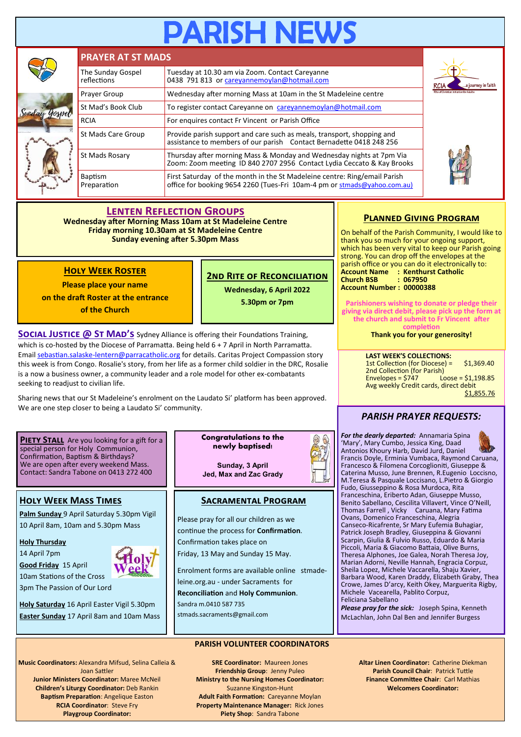# PARISH NEWS

## PRAYER AT ST MADS

| | |
|---|---|
| The Sunday Gospel reflections | Tuesday at 10.30 am via Zoom. Contact Careyanne 0438 791 813 or careyannemoylan@hotmail.com |
| Prayer Group | Wednesday after morning Mass at 10am in the St Madeleine centre |
| St Mad's Book Club | To register contact Careyanne on careyannemoylan@hotmail.com |
| RCIA | For enquires contact Fr Vincent or Parish Office |
| St Mads Care Group | Provide parish support and care such as meals, transport, shopping and assistance to members of our parish Contact Bernadette 0418 248 256 |
| St Mads Rosary | Thursday after morning Mass & Monday and Wednesday nights at 7pm Via Zoom: Zoom meeting ID 840 2707 2956 Contact Lydia Ceccato & Kay Brooks |
| Baptism Preparation | First Saturday of the month in the St Madeleine centre: Ring/email Parish office for booking 9654 2260 (Tues-Fri 10am-4 pm or stmads@yahoo.com.au) |

## Lenten Reflection Groups

**Wednesday after Morning Mass 10am at St Madeleine Centre**
**Friday morning 10.30am at St Madeleine Centre**
**Sunday evening after 5.30pm Mass**

## Holy Week Roster

**Please place your name on the draft Roster at the entrance of the Church**

## 2nd Rite of Reconciliation

**Wednesday, 6 April 2022**
**5.30pm or 7pm**

**Social Justice @ St Mad's** Sydney Alliance is offering their Foundations Training, which is co-hosted by the Diocese of Parramatta. Being held 6 + 7 April in North Parramatta. Email sebastian.salaske-lentern@parracatholic.org for details. Caritas Project Compassion story this week is from Congo. Rosalie's story, from her life as a former child soldier in the DRC, Rosalie is a now a business owner, a community leader and a role model for other ex-combatants seeking to readjust to civilian life.

Sharing news that our St Madeleine's enrolment on the Laudato Si' platform has been approved. We are one step closer to being a Laudato Si' community.

## Planned Giving Program

On behalf of the Parish Community, I would like to thank you so much for your ongoing support, which has been very vital to keep our Parish going strong. You can drop off the envelopes at the parish office or you can do it electronically to:
**Account Name : Kenthurst Catholic**
**Church BSB : 067950**
**Account Number : 00000388**

**Parishioners wishing to donate or pledge their giving via direct debit, please pick up the form at the church and submit to Fr Vincent after completion**

**Thank you for your generosity!**

**LAST WEEK'S COLLECTIONS:**
1st Collection (for Diocese) = $1,369.40
2nd Collection (for Parish)
Envelopes = $747 Loose = $1,198.85
Avg weekly Credit cards, direct debit $1,855.76

**Piety Stall** Are you looking for a gift for a special person for Holy Communion, Confirmation, Baptism & Birthdays? We are open after every weekend Mass. Contact: Sandra Tabone on 0413 272 400

**Congratulations to the newly baptised!**

**Sunday, 3 April**
**Jed, Max and Zac Grady**

## Holy Week Mass Times

**Palm Sunday** 9 April Saturday 5.30pm Vigil
10 April 8am, 10am and 5.30pm Mass

**Holy Thursday**
14 April 7pm

**Good Friday** 15 April
10am Stations of the Cross
3pm The Passion of Our Lord

**Holy Saturday** 16 April Easter Vigil 5.30pm
**Easter Sunday** 17 April 8am and 10am Mass

## Sacramental Program

Please pray for all our children as we continue the process for **Confirmation**. Confirmation takes place on Friday, 13 May and Sunday 15 May.

Enrolment forms are available online stmadeleine.org.au - under Sacraments for **Reconciliation** and **Holy Communion**.
Sandra m.0410 587 735
stmads.sacraments@gmail.com

## *PARISH PRAYER REQUESTS:*

***For the dearly departed:*** Annamaria Spina 'Mary', Mary Cumbo, Jessica King, Daad Antonios Khoury Harb, David Jurd, Daniel Francis Doyle, Erminia Vumbaca, Raymond Caruana, Francesco & Filomena Corcoglioniti, Giuseppe & Caterina Musso, June Brennen, R.Eugenio Loccisno, M.Teresa & Pasquale Loccisano, L.Pietro & Giorgio Fudo, Giusseppino & Rosa Murdoca, Rita Franceschina, Eriberto Adan, Giuseppe Musso, Benito Sabellano, Cescilita Villavert, Vince O'Neill, Thomas Farrell , Vicky Caruana, Mary Fatima Ovans, Domenico Franceschina, Alegria Canseco-Ricafrente, Sr Mary Eufemia Buhagiar, Patrick Joseph Bradley, Giuseppina & Giovanni Scarpin, Giulia & Fulvio Russo, Eduardo & Maria Piccoli, Maria & Giacomo Battaia, Olive Burns, Theresa Alphones, Joe Galea, Norah Theresa Joy, Marian Adorni, Neville Hannah, Engracia Corpuz, Sheila Lopez, Michele Vaccarella, Shaju Xavier, Barbara Wood, Karen Draddy, Elizabeth Graby, Thea Crowe, James D'arcy, Keith Okey, Marguerita Rigby, Michele Vacearella, Pablito Corpuz, Feliciana Sabellano

***Please pray for the sick:*** Joseph Spina, Kenneth McLachlan, John Dal Ben and Jennifer Burgess

## PARISH VOLUNTEER COORDINATORS

**Music Coordinators:** Alexandra Mifsud, Selina Calleia & Joan Sattler
**Junior Ministers Coordinator:** Maree McNeil
**Children's Liturgy Coordinator:** Deb Rankin
**Baptism Preparation**: Angelique Easton
**RCIA Coordinator**: Steve Fry
**Playgroup Coordinator:**

**SRE Coordinator:** Maureen Jones
**Friendship Group**: Jenny Puleo
**Ministry to the Nursing Homes Coordinator:** Suzanne Kingston-Hunt
**Adult Faith Formation:** Careyanne Moylan
**Property Maintenance Manager:** Rick Jones
**Piety Shop**: Sandra Tabone

**Altar Linen Coordinator:** Catherine Diekman
**Parish Council Chair**: Patrick Tuttle
**Finance Committee Chair**: Carl Mathias
**Welcomers Coordinator:**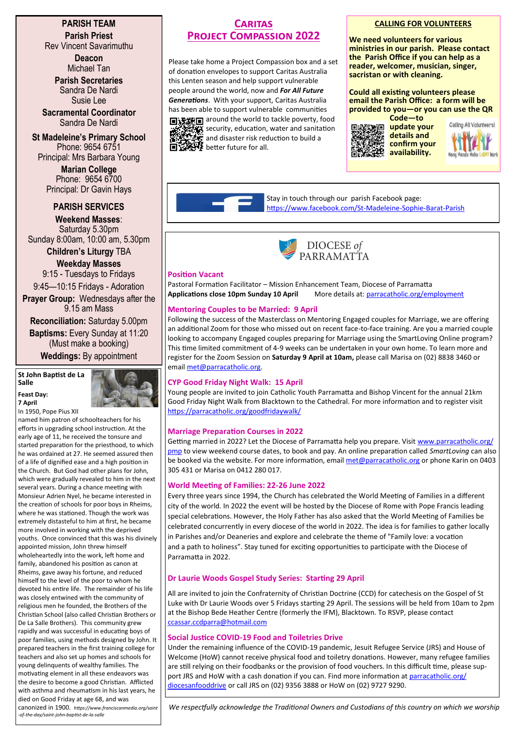## PARISH TEAM

**Parish Priest**
Rev Vincent Savarimuthu

**Deacon**
Michael Tan

**Parish Secretaries**
Sandra De Nardi
Susie Lee

**Sacramental Coordinator**
Sandra De Nardi

**St Madeleine's Primary School**
Phone: 9654 6751
Principal: Mrs Barbara Young

**Marian College**
Phone: 9654 6700
Principal: Dr Gavin Hays

## PARISH SERVICES

**Weekend Masses**:
Saturday 5.30pm
Sunday 8:00am, 10:00 am, 5.30pm

**Children's Liturgy** TBA

**Weekday Masses**
9:15 - Tuesdays to Fridays
9:45—10:15 Fridays - Adoration

**Prayer Group:** Wednesdays after the 9.15 am Mass

**Reconciliation:** Saturday 5.00pm

**Baptisms:** Every Sunday at 11:20 (Must make a booking)

**Weddings:** By appointment

### St John Baptist de La Salle

**Feast Day: 7 April**

In 1950, Pope Pius XII named him patron of schoolteachers for his efforts in upgrading school instruction. At the early age of 11, he received the tonsure and started preparation for the priesthood, to which he was ordained at 27. He seemed assured then of a life of dignified ease and a high position in the Church. But God had other plans for John, which were gradually revealed to him in the next several years. During a chance meeting with Monsieur Adrien Nyel, he became interested in the creation of schools for poor boys in Rheims, where he was stationed. Though the work was extremely distasteful to him at first, he became more involved in working with the deprived youths. Once convinced that this was his divinely appointed mission, John threw himself wholeheartedly into the work, left home and family, abandoned his position as canon at Rheims, gave away his fortune, and reduced himself to the level of the poor to whom he devoted his entire life. The remainder of his life was closely entwined with the community of religious men he founded, the Brothers of the Christian School (also called Christian Brothers or De La Salle Brothers). This community grew rapidly and was successful in educating boys of poor families, using methods designed by John. It prepared teachers in the first training college for teachers and also set up homes and schools for young delinquents of wealthy families. The motivating element in all these endeavors was the desire to become a good Christian. Afflicted with asthma and rheumatism in his last years, he died on Good Friday at age 68, and was canonized in 1900. *https://www.franciscanmedia.org/saint-of-the-day/saint-john-baptist-de-la-salle*

## CARITAS PROJECT COMPASSION 2022

Please take home a Project Compassion box and a set of donation envelopes to support Caritas Australia this Lenten season and help support vulnerable people around the world, now and ***For All Future Generations***. With your support, Caritas Australia has been able to support vulnerable communities around the world to tackle poverty, food security, education, water and sanitation and disaster risk reduction to build a better future for all.

## CALLING FOR VOLUNTEERS

**We need volunteers for various ministries in our parish. Please contact the Parish Office if you can help as a reader, welcomer, musician, singer, sacristan or with cleaning.**

**Could all existing volunteers please email the Parish Office: a form will be provided to you—or you can use the QR Code—to update your details and confirm your availability.**

Stay in touch through our parish Facebook page: https://www.facebook.com/St-Madeleine-Sophie-Barat-Parish

## DIOCESE of PARRAMATTA

### Position Vacant

Pastoral Formation Facilitator – Mission Enhancement Team, Diocese of Parramatta
**Applications close 10pm Sunday 10 April** More details at: parracatholic.org/employment

### Mentoring Couples to be Married: 9 April

Following the success of the Masterclass on Mentoring Engaged couples for Marriage, we are offering an additional Zoom for those who missed out on recent face-to-face training. Are you a married couple looking to accompany Engaged couples preparing for Marriage using the SmartLoving Online program? This time limited commitment of 4-9 weeks can be undertaken in your own home. To learn more and register for the Zoom Session on **Saturday 9 April at 10am,** please call Marisa on (02) 8838 3460 or email met@parracatholic.org.

### CYP Good Friday Night Walk: 15 April

Young people are invited to join Catholic Youth Parramatta and Bishop Vincent for the annual 21km Good Friday Night Walk from Blacktown to the Cathedral. For more information and to register visit https://parracatholic.org/goodfridaywalk/

### Marriage Preparation Courses in 2022

Getting married in 2022? Let the Diocese of Parramatta help you prepare. Visit www.parracatholic.org/pmp to view weekend course dates, to book and pay. An online preparation called *SmartLoving* can also be booked via the website. For more information, email met@parracatholic.org or phone Karin on 0403 305 431 or Marisa on 0412 280 017.

### World Meeting of Families: 22-26 June 2022

Every three years since 1994, the Church has celebrated the World Meeting of Families in a different city of the world. In 2022 the event will be hosted by the Diocese of Rome with Pope Francis leading special celebrations. However, the Holy Father has also asked that the World Meeting of Families be celebrated concurrently in every diocese of the world in 2022. The idea is for families to gather locally in Parishes and/or Deaneries and explore and celebrate the theme of "Family love: a vocation and a path to holiness". Stay tuned for exciting opportunities to participate with the Diocese of Parramatta in 2022.

### Dr Laurie Woods Gospel Study Series: Starting 29 April

All are invited to join the Confraternity of Christian Doctrine (CCD) for catechesis on the Gospel of St Luke with Dr Laurie Woods over 5 Fridays starting 29 April. The sessions will be held from 10am to 2pm at the Bishop Bede Heather Centre (formerly the IFM), Blacktown. To RSVP, please contact ccassar.ccdparra@hotmail.com

### Social Justice COVID-19 Food and Toiletries Drive

Under the remaining influence of the COVID-19 pandemic, Jesuit Refugee Service (JRS) and House of Welcome (HoW) cannot receive physical food and toiletry donations. However, many refugee families are still relying on their foodbanks or the provision of food vouchers. In this difficult time, please support JRS and HoW with a cash donation if you can. Find more information at parracatholic.org/diocesanfooddrive or call JRS on (02) 9356 3888 or HoW on (02) 9727 9290.

*We respectfully acknowledge the Traditional Owners and Custodians of this country on which we worship*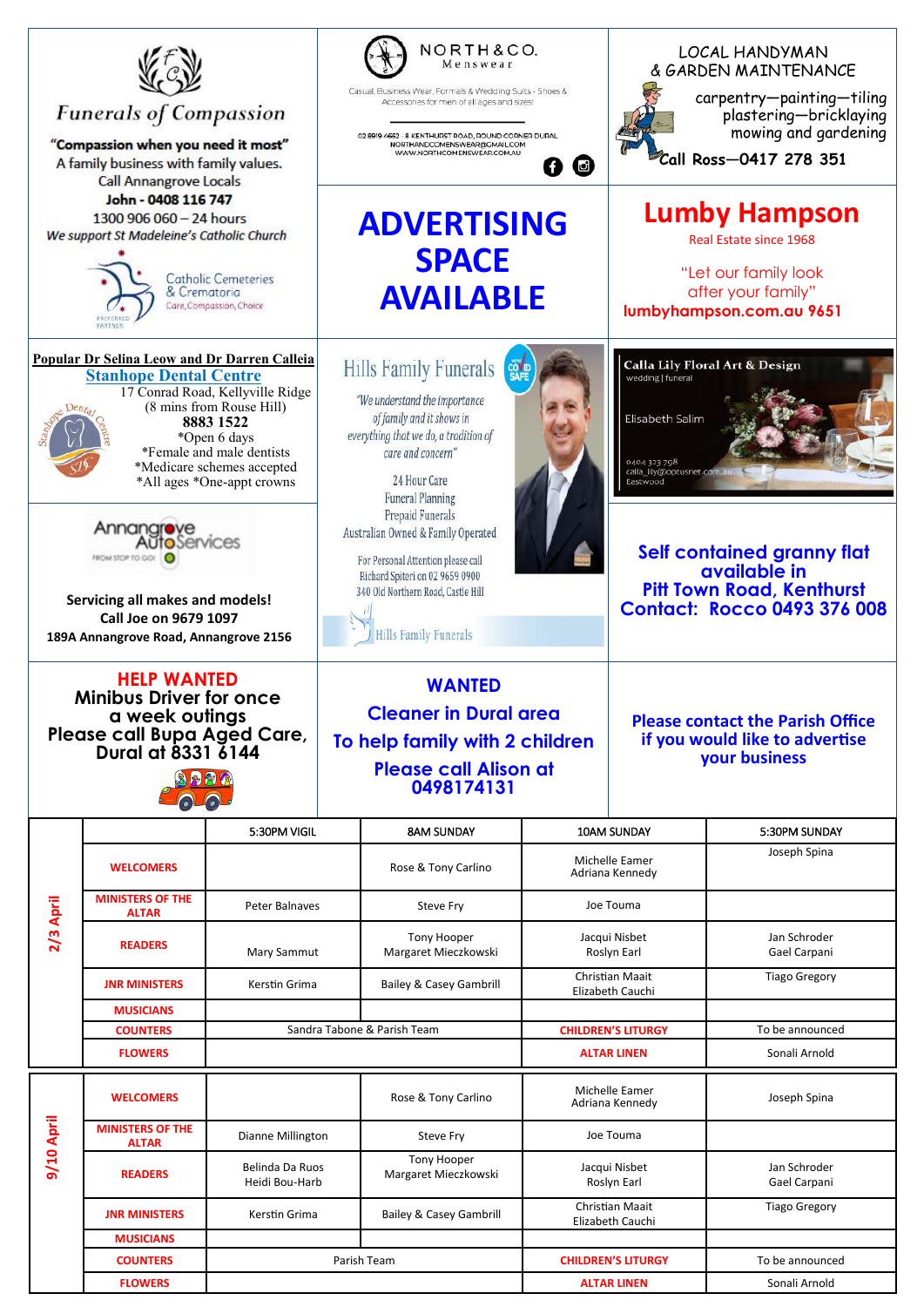**Funerals of Compassion**

**"Compassion when you need it most"**
A family business with family values.
Call Annangrove Locals
**John - 0408 116 747**
1300 906 060 – 24 hours
*We support St Madeleine's Catholic Church*

Catholic Cemeteries & Crematoria
Care, Compassion, Choice
PREFERRED PARTNER

NORTH & CO.
Menswear

Casual, Business Wear, Formals & Wedding Suits - Shoes & Accessories for men of all ages and sizes!

02 8919 4662 · 8 KENTHURST ROAD, ROUND CORNER DURAL
NORTHANDCOMENSWEAR@GMAIL.COM
WWW.NORTHCOMENSWEAR.COM.AU

LOCAL HANDYMAN & GARDEN MAINTENANCE

carpentry—painting—tiling
plastering—bricklaying
mowing and gardening

**Call Ross—0417 278 351**

# ADVERTISING SPACE AVAILABLE

# Lumby Hampson

Real Estate since 1968

"Let our family look after your family"

**lumbyhampson.com.au 9651**

**Popular Dr Selina Leow and Dr Darren Calleia**

**Stanhope Dental Centre**
17 Conrad Road, Kellyville Ridge
(8 mins from Rouse Hill)
**8883 1522**
*Open 6 days
*Female and male dentists
*Medicare schemes accepted
*All ages *One-appt crowns

**Hills Family Funerals**

*"We understand the importance of family and it shows in everything that we do, a tradition of care and concern"*

24 Hour Care
Funeral Planning
Prepaid Funerals
Australian Owned & Family Operated

For Personal Attention please call Richard Spiteri on 02 9659 0900
340 Old Northern Road, Castle Hill

Hills Family Funerals

**Calla Lily Floral Art & Design**
wedding | funeral

Elisabeth Salim

0404 323 798
calla_lily@optusnet.com.au
Eastwood

Annangrove AutoServices
FROM STOP TO GO!

**Servicing all makes and models!**
**Call Joe on 9679 1097**
**189A Annangrove Road, Annangrove 2156**

**Self contained granny flat available in Pitt Town Road, Kenthurst**
**Contact: Rocco 0493 376 008**

**HELP WANTED**
**Minibus Driver for once a week outings**
**Please call Bupa Aged Care, Dural at 8331 6144**

**WANTED**
**Cleaner in Dural area**
**To help family with 2 children**
**Please call Alison at 0498174131**

**Please contact the Parish Office if you would like to advertise your business**

| | | 5:30PM VIGIL | 8AM SUNDAY | 10AM SUNDAY | 5:30PM SUNDAY |
|---|---|---|---|---|---|
| **2/3 April** | **WELCOMERS** | | Rose & Tony Carlino | Michelle Eamer<br>Adriana Kennedy | Joseph Spina |
| | **MINISTERS OF THE ALTAR** | Peter Balnaves | Steve Fry | Joe Touma | |
| | **READERS** | Mary Sammut | Tony Hooper<br>Margaret Mieczkowski | Jacqui Nisbet<br>Roslyn Earl | Jan Schroder<br>Gael Carpani |
| | **JNR MINISTERS** | Kerstin Grima | Bailey & Casey Gambrill | Christian Maait<br>Elizabeth Cauchi | Tiago Gregory |
| | **MUSICIANS** | | | | |
| | **COUNTERS** | Sandra Tabone & Parish Team | | **CHILDREN'S LITURGY** | To be announced |
| | **FLOWERS** | | | **ALTAR LINEN** | Sonali Arnold |
| **9/10 April** | **WELCOMERS** | | Rose & Tony Carlino | Michelle Eamer<br>Adriana Kennedy | Joseph Spina |
| | **MINISTERS OF THE ALTAR** | Dianne Millington | Steve Fry | Joe Touma | |
| | **READERS** | Belinda Da Ruos<br>Heidi Bou-Harb | Tony Hooper<br>Margaret Mieczkowski | Jacqui Nisbet<br>Roslyn Earl | Jan Schroder<br>Gael Carpani |
| | **JNR MINISTERS** | Kerstin Grima | Bailey & Casey Gambrill | Christian Maait<br>Elizabeth Cauchi | Tiago Gregory |
| | **MUSICIANS** | | | | |
| | **COUNTERS** | Parish Team | | **CHILDREN'S LITURGY** | To be announced |
| | **FLOWERS** | | | **ALTAR LINEN** | Sonali Arnold |